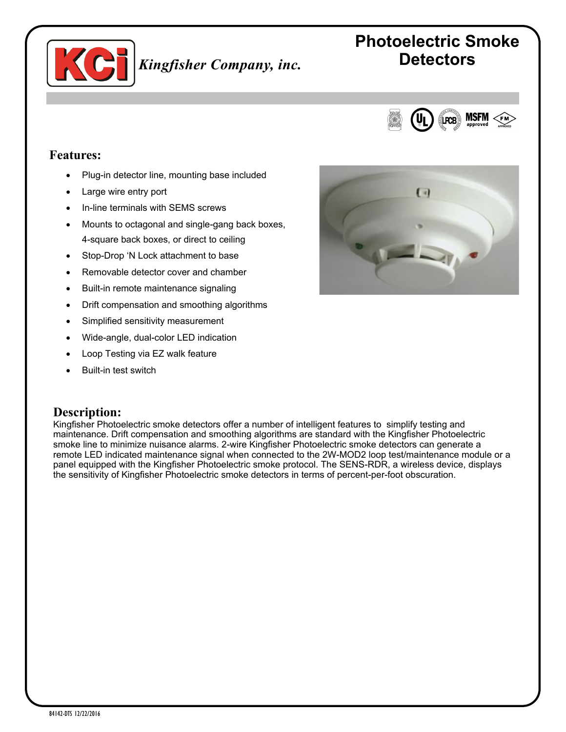# Photoelectric Smoke Detectors

*Kingfisher Company, inc.*

## Features:

- Plug-in detector line, mounting base included
- Large wire entry port
- In-line terminals with SEMS screws
- Mounts to octagonal and single-gang back boxes, 4-square back boxes, or direct to ceiling
- Stop-Drop 'N Lock attachment to base
- Removable detector cover and chamber
- Built-in remote maintenance signaling
- Drift compensation and smoothing algorithms
- Simplified sensitivity measurement
- Wide-angle, dual-color LED indication
- Loop Testing via EZ walk feature
- Built-in test switch

## Description:

Kingfisher Photoelectric smoke detectors offer a number of intelligent features to simplify testing and maintenance. Drift compensation and smoothing algorithms are standard with the Kingfisher Photoelectric smoke line to minimize nuisance alarms. 2-wire Kingfisher Photoelectric smoke detectors can generate a remote LED indicated maintenance signal when connected to the 2W-MOD2 loop test/maintenance module or a panel equipped with the Kingfisher Photoelectric smoke protocol. The SENS-RDR, a wireless device, displays the sensitivity of Kingfisher Photoelectric smoke detectors in terms of percent-per-foot obscuration.

84142-DTS 12/22/2016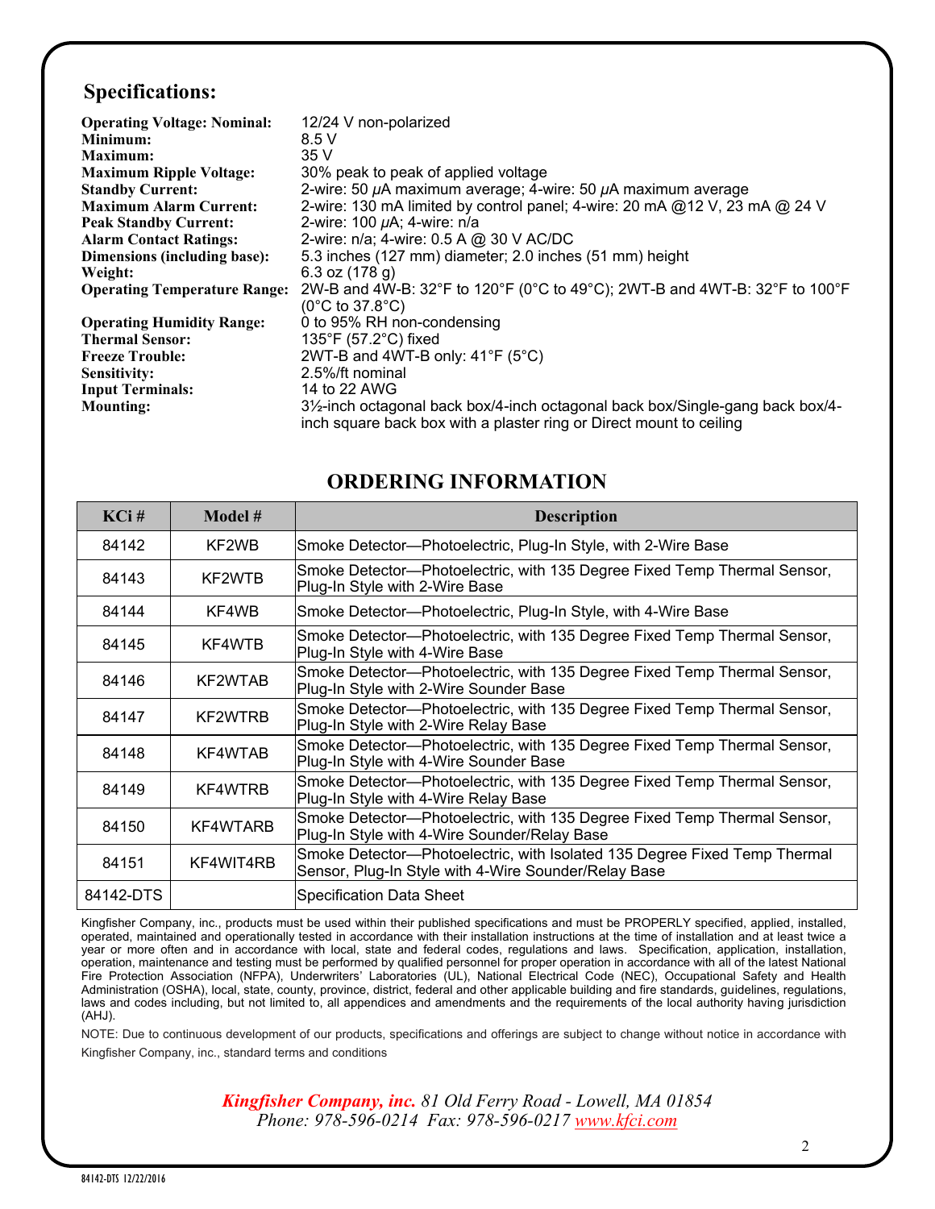## Specifications:

| | |
|---|---|
| **Operating Voltage: Nominal:** | 12/24 V non-polarized |
| **Minimum:** | 8.5 V |
| **Maximum:** | 35 V |
| **Maximum Ripple Voltage:** | 30% peak to peak of applied voltage |
| **Standby Current:** | 2-wire: 50 μA maximum average; 4-wire: 50 μA maximum average |
| **Maximum Alarm Current:** | 2-wire: 130 mA limited by control panel; 4-wire: 20 mA @12 V, 23 mA @ 24 V |
| **Peak Standby Current:** | 2-wire: 100 μA; 4-wire: n/a |
| **Alarm Contact Ratings:** | 2-wire: n/a; 4-wire: 0.5 A @ 30 V AC/DC |
| **Dimensions (including base):** | 5.3 inches (127 mm) diameter; 2.0 inches (51 mm) height |
| **Weight:** | 6.3 oz (178 g) |
| **Operating Temperature Range:** | 2W-B and 4W-B: 32°F to 120°F (0°C to 49°C); 2WT-B and 4WT-B: 32°F to 100°F (0°C to 37.8°C) |
| **Operating Humidity Range:** | 0 to 95% RH non-condensing |
| **Thermal Sensor:** | 135°F (57.2°C) fixed |
| **Freeze Trouble:** | 2WT-B and 4WT-B only: 41°F (5°C) |
| **Sensitivity:** | 2.5%/ft nominal |
| **Input Terminals:** | 14 to 22 AWG |
| **Mounting:** | 3½-inch octagonal back box/4-inch octagonal back box/Single-gang back box/4-inch square back box with a plaster ring or Direct mount to ceiling |

## ORDERING INFORMATION

| KCi # | Model # | Description |
|---|---|---|
| 84142 | KF2WB | Smoke Detector—Photoelectric, Plug-In Style, with 2-Wire Base |
| 84143 | KF2WTB | Smoke Detector—Photoelectric, with 135 Degree Fixed Temp Thermal Sensor, Plug-In Style with 2-Wire Base |
| 84144 | KF4WB | Smoke Detector—Photoelectric, Plug-In Style, with 4-Wire Base |
| 84145 | KF4WTB | Smoke Detector—Photoelectric, with 135 Degree Fixed Temp Thermal Sensor, Plug-In Style with 4-Wire Base |
| 84146 | KF2WTAB | Smoke Detector—Photoelectric, with 135 Degree Fixed Temp Thermal Sensor, Plug-In Style with 2-Wire Sounder Base |
| 84147 | KF2WTRB | Smoke Detector—Photoelectric, with 135 Degree Fixed Temp Thermal Sensor, Plug-In Style with 2-Wire Relay Base |
| 84148 | KF4WTAB | Smoke Detector—Photoelectric, with 135 Degree Fixed Temp Thermal Sensor, Plug-In Style with 4-Wire Sounder Base |
| 84149 | KF4WTRB | Smoke Detector—Photoelectric, with 135 Degree Fixed Temp Thermal Sensor, Plug-In Style with 4-Wire Relay Base |
| 84150 | KF4WTARB | Smoke Detector—Photoelectric, with 135 Degree Fixed Temp Thermal Sensor, Plug-In Style with 4-Wire Sounder/Relay Base |
| 84151 | KF4WIT4RB | Smoke Detector—Photoelectric, with Isolated 135 Degree Fixed Temp Thermal Sensor, Plug-In Style with 4-Wire Sounder/Relay Base |
| 84142-DTS | | Specification Data Sheet |

Kingfisher Company, inc., products must be used within their published specifications and must be PROPERLY specified, applied, installed, operated, maintained and operationally tested in accordance with their installation instructions at the time of installation and at least twice a year or more often and in accordance with local, state and federal codes, regulations and laws. Specification, application, installation, operation, maintenance and testing must be performed by qualified personnel for proper operation in accordance with all of the latest National Fire Protection Association (NFPA), Underwriters' Laboratories (UL), National Electrical Code (NEC), Occupational Safety and Health Administration (OSHA), local, state, county, province, district, federal and other applicable building and fire standards, guidelines, regulations, laws and codes including, but not limited to, all appendices and amendments and the requirements of the local authority having jurisdiction (AHJ).

NOTE: Due to continuous development of our products, specifications and offerings are subject to change without notice in accordance with Kingfisher Company, inc., standard terms and conditions

***Kingfisher Company, inc.*** *81 Old Ferry Road - Lowell, MA 01854*
*Phone: 978-596-0214 Fax: 978-596-0217 www.kfci.com*

84142-DTS 12/22/2016